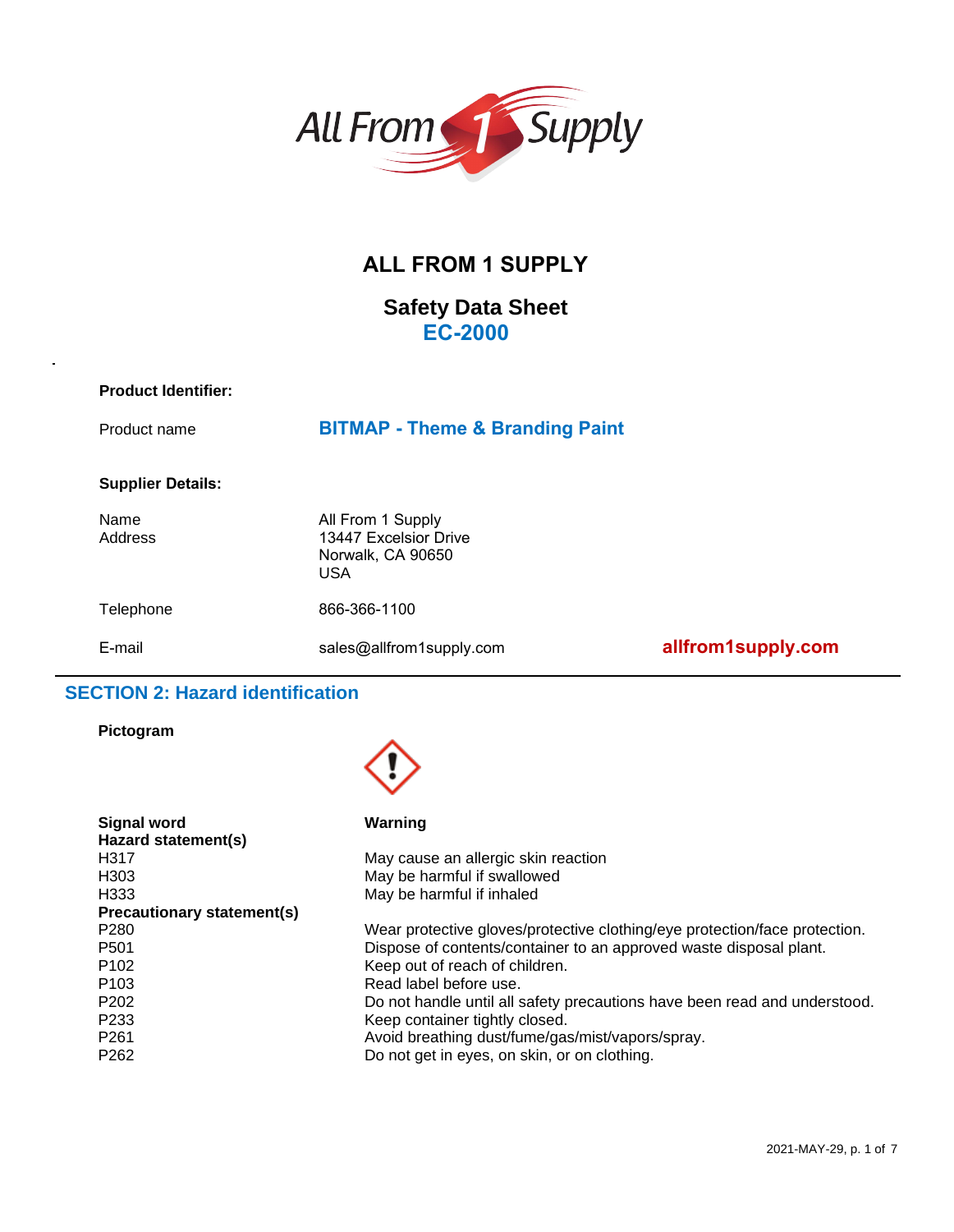# ALL FROM 1 SUPPLY

## Safety Data Sheet
## EC-2000

**Product Identifier:**

| | |
|---|---|
| Product name | **BITMAP - Theme & Branding Paint** |

**Supplier Details:**

| | |
|---|---|
| Name | All From 1 Supply |
| Address | 13447 Excelsior Drive<br>Norwalk, CA 90650<br>USA |
| Telephone | 866-366-1100 |
| E-mail | sales@allfrom1supply.com |

**allfrom1supply.com**

## SECTION 2: Hazard identification

**Pictogram**

| | |
|---|---|
| **Signal word** | **Warning** |
| **Hazard statement(s)** | |
| H317 | May cause an allergic skin reaction |
| H303 | May be harmful if swallowed |
| H333 | May be harmful if inhaled |
| **Precautionary statement(s)** | |
| P280 | Wear protective gloves/protective clothing/eye protection/face protection. |
| P501 | Dispose of contents/container to an approved waste disposal plant. |
| P102 | Keep out of reach of children. |
| P103 | Read label before use. |
| P202 | Do not handle until all safety precautions have been read and understood. |
| P233 | Keep container tightly closed. |
| P261 | Avoid breathing dust/fume/gas/mist/vapors/spray. |
| P262 | Do not get in eyes, on skin, or on clothing. |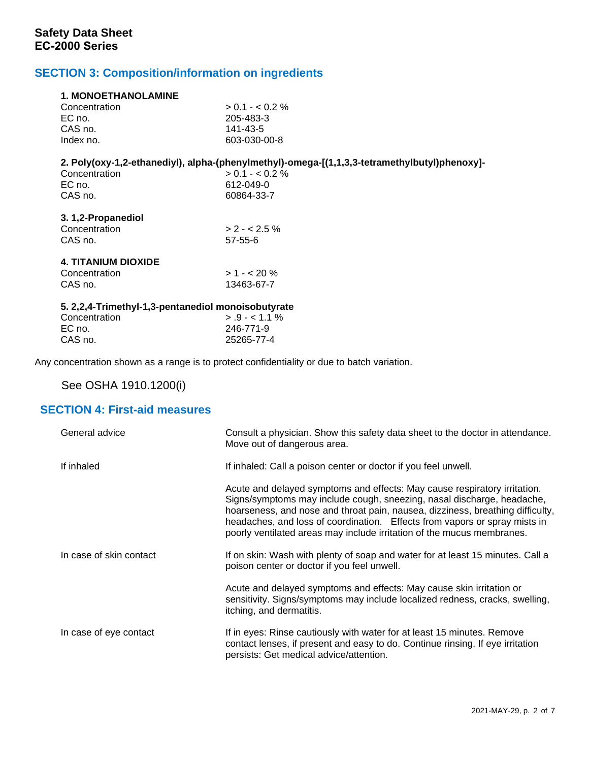## SECTION 3: Composition/information on ingredients

**1. MONOETHANOLAMINE**

| | |
|---|---|
| Concentration | > 0.1 - < 0.2 % |
| EC no. | 205-483-3 |
| CAS no. | 141-43-5 |
| Index no. | 603-030-00-8 |

**2. Poly(oxy-1,2-ethanediyl), alpha-(phenylmethyl)-omega-[(1,1,3,3-tetramethylbutyl)phenoxy]-**

| | |
|---|---|
| Concentration | > 0.1 - < 0.2 % |
| EC no. | 612-049-0 |
| CAS no. | 60864-33-7 |

**3. 1,2-Propanediol**

| | |
|---|---|
| Concentration | > 2 - < 2.5 % |
| CAS no. | 57-55-6 |

**4. TITANIUM DIOXIDE**

| | |
|---|---|
| Concentration | > 1 - < 20 % |
| CAS no. | 13463-67-7 |

**5. 2,2,4-Trimethyl-1,3-pentanediol monoisobutyrate**

| | |
|---|---|
| Concentration | > .9 - < 1.1 % |
| EC no. | 246-771-9 |
| CAS no. | 25265-77-4 |

Any concentration shown as a range is to protect confidentiality or due to batch variation.

See OSHA 1910.1200(i)

## SECTION 4: First-aid measures

| | |
|---|---|
| General advice | Consult a physician. Show this safety data sheet to the doctor in attendance. Move out of dangerous area. |
| If inhaled | If inhaled: Call a poison center or doctor if you feel unwell.<br><br>Acute and delayed symptoms and effects: May cause respiratory irritation. Signs/symptoms may include cough, sneezing, nasal discharge, headache, hoarseness, and nose and throat pain, nausea, dizziness, breathing difficulty, headaches, and loss of coordination. Effects from vapors or spray mists in poorly ventilated areas may include irritation of the mucus membranes. |
| In case of skin contact | If on skin: Wash with plenty of soap and water for at least 15 minutes. Call a poison center or doctor if you feel unwell.<br><br>Acute and delayed symptoms and effects: May cause skin irritation or sensitivity. Signs/symptoms may include localized redness, cracks, swelling, itching, and dermatitis. |
| In case of eye contact | If in eyes: Rinse cautiously with water for at least 15 minutes. Remove contact lenses, if present and easy to do. Continue rinsing. If eye irritation persists: Get medical advice/attention. |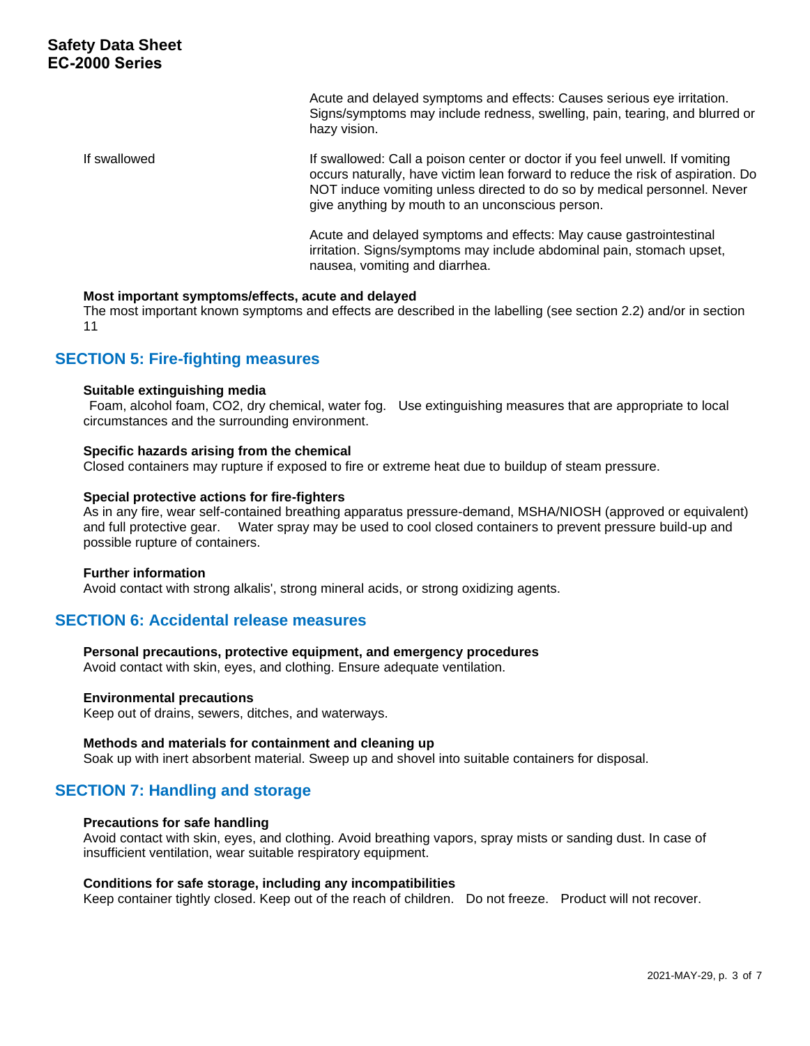| | |
|---|---|
| | Acute and delayed symptoms and effects: Causes serious eye irritation. Signs/symptoms may include redness, swelling, pain, tearing, and blurred or hazy vision. |
| If swallowed | If swallowed: Call a poison center or doctor if you feel unwell. If vomiting occurs naturally, have victim lean forward to reduce the risk of aspiration. Do NOT induce vomiting unless directed to do so by medical personnel. Never give anything by mouth to an unconscious person.<br><br>Acute and delayed symptoms and effects: May cause gastrointestinal irritation. Signs/symptoms may include abdominal pain, stomach upset, nausea, vomiting and diarrhea. |

**Most important symptoms/effects, acute and delayed**

The most important known symptoms and effects are described in the labelling (see section 2.2) and/or in section 11

## SECTION 5: Fire-fighting measures

**Suitable extinguishing media**

Foam, alcohol foam, $CO_2$, dry chemical, water fog. Use extinguishing measures that are appropriate to local circumstances and the surrounding environment.

**Specific hazards arising from the chemical**

Closed containers may rupture if exposed to fire or extreme heat due to buildup of steam pressure.

**Special protective actions for fire-fighters**

As in any fire, wear self-contained breathing apparatus pressure-demand, MSHA/NIOSH (approved or equivalent) and full protective gear. Water spray may be used to cool closed containers to prevent pressure build-up and possible rupture of containers.

**Further information**

Avoid contact with strong alkalis', strong mineral acids, or strong oxidizing agents.

## SECTION 6: Accidental release measures

**Personal precautions, protective equipment, and emergency procedures**

Avoid contact with skin, eyes, and clothing. Ensure adequate ventilation.

**Environmental precautions**

Keep out of drains, sewers, ditches, and waterways.

**Methods and materials for containment and cleaning up**

Soak up with inert absorbent material. Sweep up and shovel into suitable containers for disposal.

## SECTION 7: Handling and storage

**Precautions for safe handling**

Avoid contact with skin, eyes, and clothing. Avoid breathing vapors, spray mists or sanding dust. In case of insufficient ventilation, wear suitable respiratory equipment.

**Conditions for safe storage, including any incompatibilities**

Keep container tightly closed. Keep out of the reach of children. Do not freeze. Product will not recover.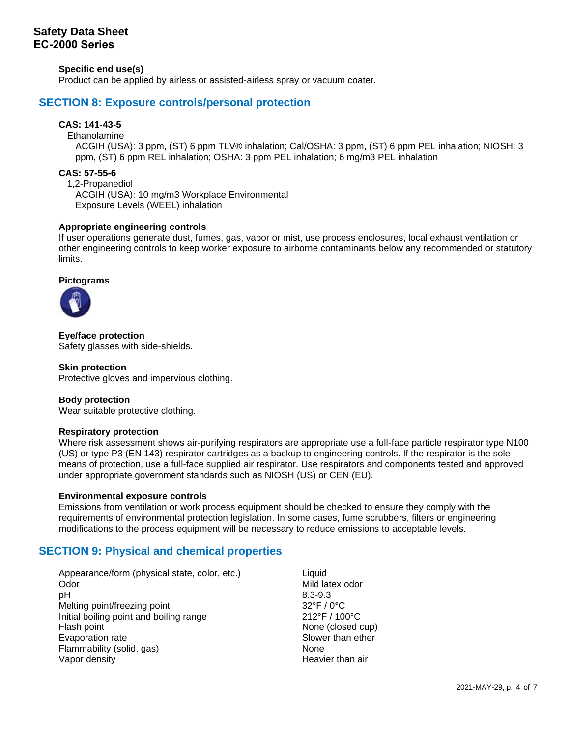**Specific end use(s)**
Product can be applied by airless or assisted-airless spray or vacuum coater.

## SECTION 8: Exposure controls/personal protection

**CAS: 141-43-5**
Ethanolamine
ACGIH (USA): 3 ppm, (ST) 6 ppm TLV® inhalation; Cal/OSHA: 3 ppm, (ST) 6 ppm PEL inhalation; NIOSH: 3 ppm, (ST) 6 ppm REL inhalation; OSHA: 3 ppm PEL inhalation; 6 mg/m3 PEL inhalation

**CAS: 57-55-6**
1,2-Propanediol
ACGIH (USA): 10 mg/m3 Workplace Environmental Exposure Levels (WEEL) inhalation

**Appropriate engineering controls**
If user operations generate dust, fumes, gas, vapor or mist, use process enclosures, local exhaust ventilation or other engineering controls to keep worker exposure to airborne contaminants below any recommended or statutory limits.

**Pictograms**

**Eye/face protection**
Safety glasses with side-shields.

**Skin protection**
Protective gloves and impervious clothing.

**Body protection**
Wear suitable protective clothing.

**Respiratory protection**
Where risk assessment shows air-purifying respirators are appropriate use a full-face particle respirator type N100 (US) or type P3 (EN 143) respirator cartridges as a backup to engineering controls. If the respirator is the sole means of protection, use a full-face supplied air respirator. Use respirators and components tested and approved under appropriate government standards such as NIOSH (US) or CEN (EU).

**Environmental exposure controls**
Emissions from ventilation or work process equipment should be checked to ensure they comply with the requirements of environmental protection legislation. In some cases, fume scrubbers, filters or engineering modifications to the process equipment will be necessary to reduce emissions to acceptable levels.

## SECTION 9: Physical and chemical properties

| | |
|---|---|
| Appearance/form (physical state, color, etc.) | Liquid |
| Odor | Mild latex odor |
| pH | 8.3-9.3 |
| Melting point/freezing point | 32°F / 0°C |
| Initial boiling point and boiling range | 212°F / 100°C |
| Flash point | None (closed cup) |
| Evaporation rate | Slower than ether |
| Flammability (solid, gas) | None |
| Vapor density | Heavier than air |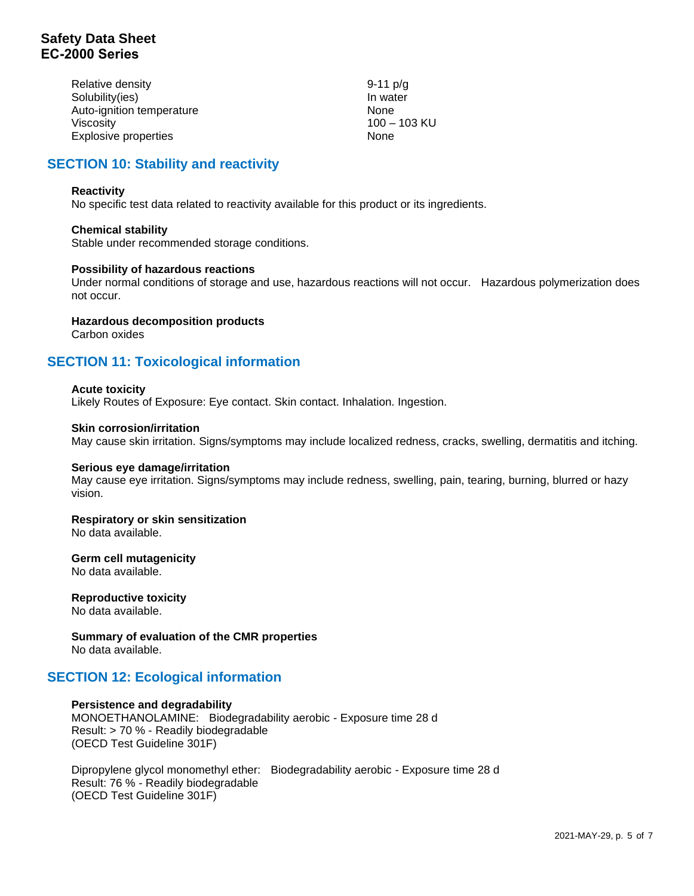| | |
|---|---|
| Relative density | 9-11 p/g |
| Solubility(ies) | In water |
| Auto-ignition temperature | None |
| Viscosity | 100 – 103 KU |
| Explosive properties | None |

## SECTION 10: Stability and reactivity

**Reactivity**
No specific test data related to reactivity available for this product or its ingredients.

**Chemical stability**
Stable under recommended storage conditions.

**Possibility of hazardous reactions**
Under normal conditions of storage and use, hazardous reactions will not occur. Hazardous polymerization does not occur.

**Hazardous decomposition products**
Carbon oxides

## SECTION 11: Toxicological information

**Acute toxicity**
Likely Routes of Exposure: Eye contact. Skin contact. Inhalation. Ingestion.

**Skin corrosion/irritation**
May cause skin irritation. Signs/symptoms may include localized redness, cracks, swelling, dermatitis and itching.

**Serious eye damage/irritation**
May cause eye irritation. Signs/symptoms may include redness, swelling, pain, tearing, burning, blurred or hazy vision.

**Respiratory or skin sensitization**
No data available.

**Germ cell mutagenicity**
No data available.

**Reproductive toxicity**
No data available.

**Summary of evaluation of the CMR properties**
No data available.

## SECTION 12: Ecological information

**Persistence and degradability**
MONOETHANOLAMINE: Biodegradability aerobic - Exposure time 28 d
Result: > 70 % - Readily biodegradable
(OECD Test Guideline 301F)

Dipropylene glycol monomethyl ether: Biodegradability aerobic - Exposure time 28 d
Result: 76 % - Readily biodegradable
(OECD Test Guideline 301F)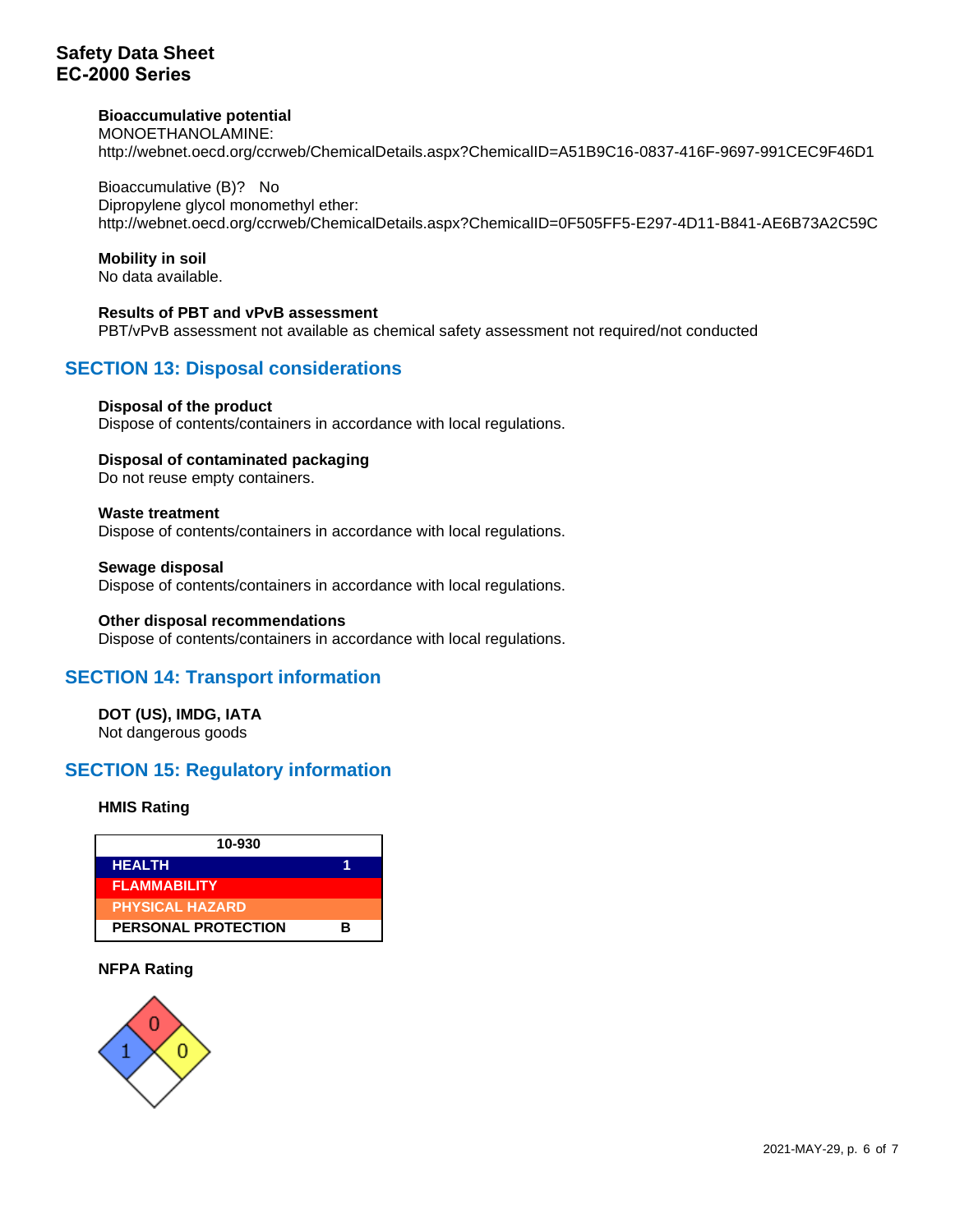**Bioaccumulative potential**
MONOETHANOLAMINE:
http://webnet.oecd.org/ccrweb/ChemicalDetails.aspx?ChemicalID=A51B9C16-0837-416F-9697-991CEC9F46D1

Bioaccumulative (B)? No
Dipropylene glycol monomethyl ether:
http://webnet.oecd.org/ccrweb/ChemicalDetails.aspx?ChemicalID=0F505FF5-E297-4D11-B841-AE6B73A2C59C

**Mobility in soil**
No data available.

**Results of PBT and vPvB assessment**
PBT/vPvB assessment not available as chemical safety assessment not required/not conducted

## SECTION 13: Disposal considerations

**Disposal of the product**
Dispose of contents/containers in accordance with local regulations.

**Disposal of contaminated packaging**
Do not reuse empty containers.

**Waste treatment**
Dispose of contents/containers in accordance with local regulations.

**Sewage disposal**
Dispose of contents/containers in accordance with local regulations.

**Other disposal recommendations**
Dispose of contents/containers in accordance with local regulations.

## SECTION 14: Transport information

**DOT (US), IMDG, IATA**
Not dangerous goods

## SECTION 15: Regulatory information

**HMIS Rating**

| 10-930 | |
|---|---|
| HEALTH | 1 |
| FLAMMABILITY | |
| PHYSICAL HAZARD | |
| PERSONAL PROTECTION | B |

**NFPA Rating**

Flammability: 0
Health: 1
Instability: 0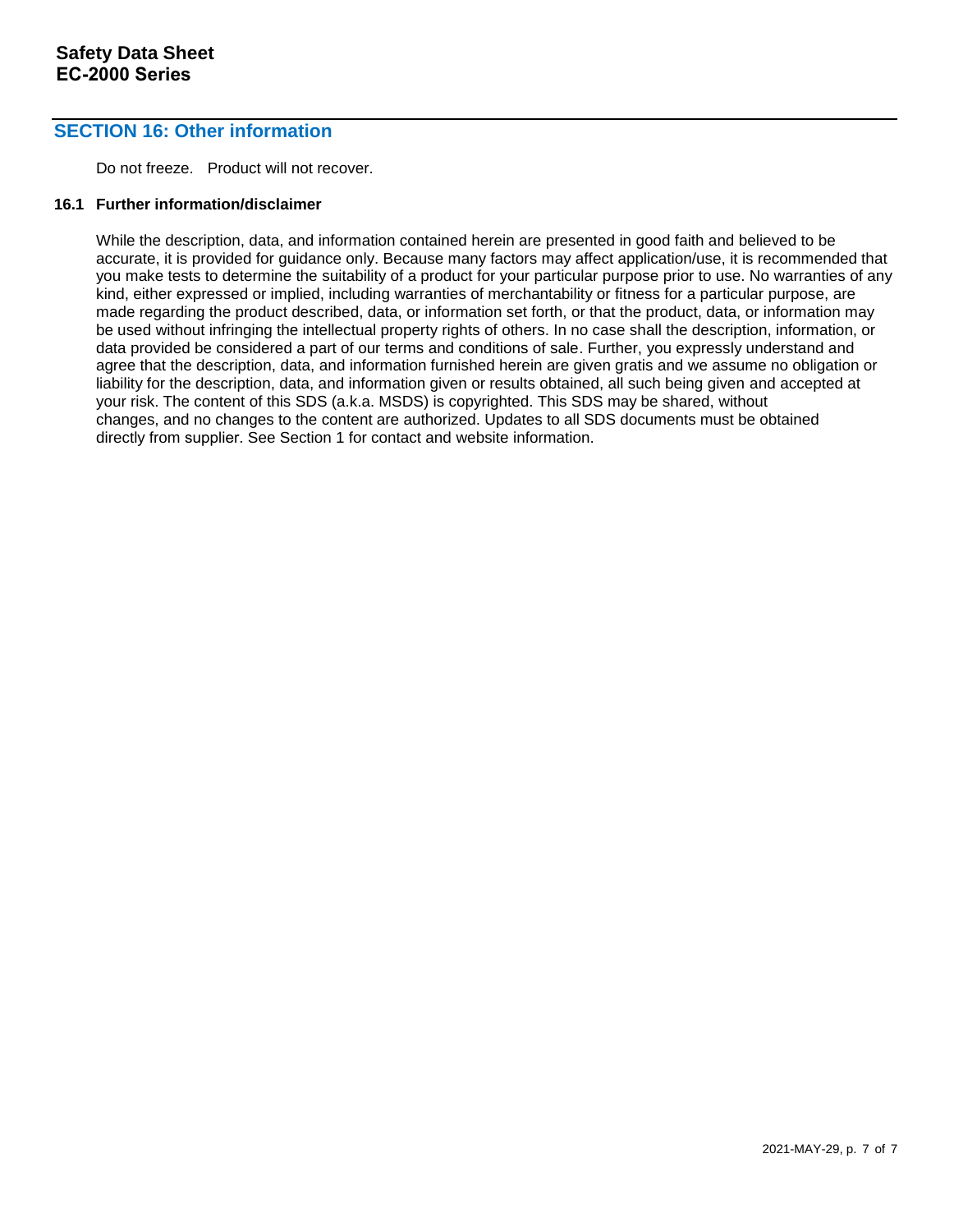## SECTION 16: Other information

Do not freeze. Product will not recover.

### 16.1 Further information/disclaimer

While the description, data, and information contained herein are presented in good faith and believed to be accurate, it is provided for guidance only. Because many factors may affect application/use, it is recommended that you make tests to determine the suitability of a product for your particular purpose prior to use. No warranties of any kind, either expressed or implied, including warranties of merchantability or fitness for a particular purpose, are made regarding the product described, data, or information set forth, or that the product, data, or information may be used without infringing the intellectual property rights of others. In no case shall the description, information, or data provided be considered a part of our terms and conditions of sale. Further, you expressly understand and agree that the description, data, and information furnished herein are given gratis and we assume no obligation or liability for the description, data, and information given or results obtained, all such being given and accepted at your risk. The content of this SDS (a.k.a. MSDS) is copyrighted. This SDS may be shared, without changes, and no changes to the content are authorized. Updates to all SDS documents must be obtained directly from supplier. See Section 1 for contact and website information.